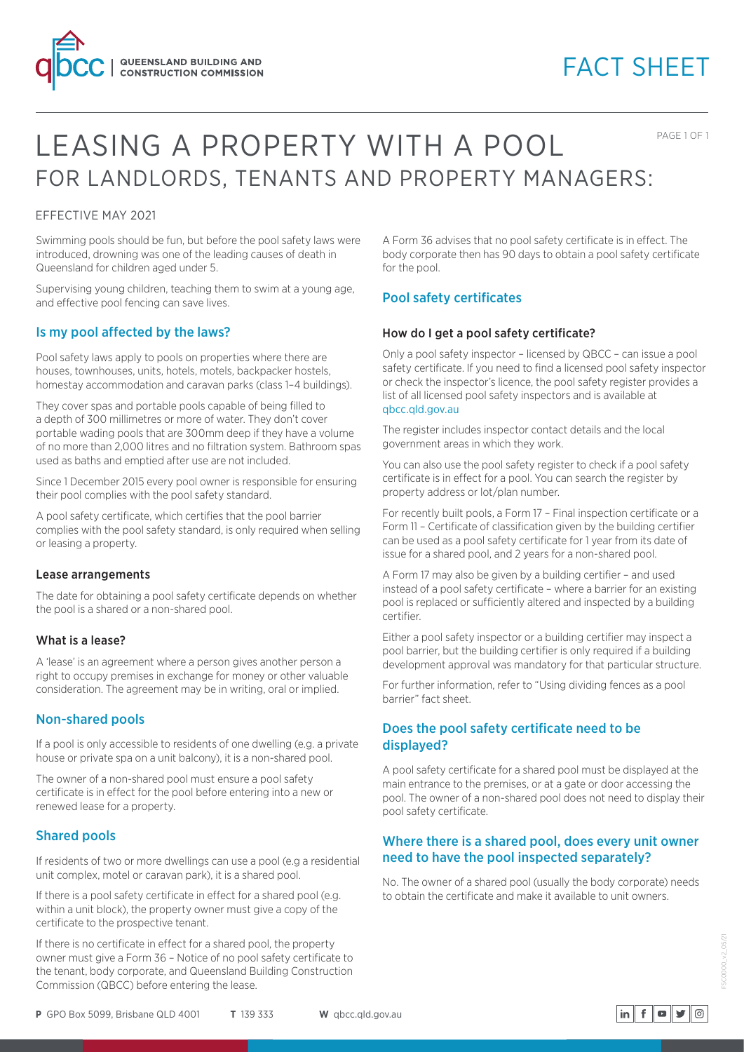# LEASING A PROPERTY WITH A POOL

## FOR LANDLORDS, TENANTS AND PROPERTY MANAGERS:

EFFECTIVE MAY 2021

Swimming pools should be fun, but before the pool safety laws were introduced, drowning was one of the leading causes of death in Queensland for children aged under 5.

Supervising young children, teaching them to swim at a young age, and effective pool fencing can save lives.

## Is my pool affected by the laws?

Pool safety laws apply to pools on properties where there are houses, townhouses, units, hotels, motels, backpacker hostels, homestay accommodation and caravan parks (class 1–4 buildings).

They cover spas and portable pools capable of being filled to a depth of 300 millimetres or more of water. They don't cover portable wading pools that are 300mm deep if they have a volume of no more than 2,000 litres and no filtration system. Bathroom spas used as baths and emptied after use are not included.

Since 1 December 2015 every pool owner is responsible for ensuring their pool complies with the pool safety standard.

A pool safety certificate, which certifies that the pool barrier complies with the pool safety standard, is only required when selling or leasing a property.

### Lease arrangements

The date for obtaining a pool safety certificate depends on whether the pool is a shared or a non-shared pool.

### What is a lease?

A 'lease' is an agreement where a person gives another person a right to occupy premises in exchange for money or other valuable consideration. The agreement may be in writing, oral or implied.

## Non-shared pools

If a pool is only accessible to residents of one dwelling (e.g. a private house or private spa on a unit balcony), it is a non-shared pool.

The owner of a non-shared pool must ensure a pool safety certificate is in effect for the pool before entering into a new or renewed lease for a property.

## Shared pools

If residents of two or more dwellings can use a pool (e.g a residential unit complex, motel or caravan park), it is a shared pool.

If there is a pool safety certificate in effect for a shared pool (e.g. within a unit block), the property owner must give a copy of the certificate to the prospective tenant.

If there is no certificate in effect for a shared pool, the property owner must give a Form 36 – Notice of no pool safety certificate to the tenant, body corporate, and Queensland Building Construction Commission (QBCC) before entering the lease.

A Form 36 advises that no pool safety certificate is in effect. The body corporate then has 90 days to obtain a pool safety certificate for the pool.

## Pool safety certificates

### How do I get a pool safety certificate?

Only a pool safety inspector – licensed by QBCC – can issue a pool safety certificate. If you need to find a licensed pool safety inspector or check the inspector's licence, the pool safety register provides a list of all licensed pool safety inspectors and is available at qbcc.qld.gov.au

The register includes inspector contact details and the local government areas in which they work.

You can also use the pool safety register to check if a pool safety certificate is in effect for a pool. You can search the register by property address or lot/plan number.

For recently built pools, a Form 17 – Final inspection certificate or a Form 11 – Certificate of classification given by the building certifier can be used as a pool safety certificate for 1 year from its date of issue for a shared pool, and 2 years for a non-shared pool.

A Form 17 may also be given by a building certifier – and used instead of a pool safety certificate – where a barrier for an existing pool is replaced or sufficiently altered and inspected by a building certifier.

Either a pool safety inspector or a building certifier may inspect a pool barrier, but the building certifier is only required if a building development approval was mandatory for that particular structure.

For further information, refer to "Using dividing fences as a pool barrier" fact sheet.

## Does the pool safety certificate need to be displayed?

A pool safety certificate for a shared pool must be displayed at the main entrance to the premises, or at a gate or door accessing the pool. The owner of a non-shared pool does not need to display their pool safety certificate.

## Where there is a shared pool, does every unit owner need to have the pool inspected separately?

No. The owner of a shared pool (usually the body corporate) needs to obtain the certificate and make it available to unit owners.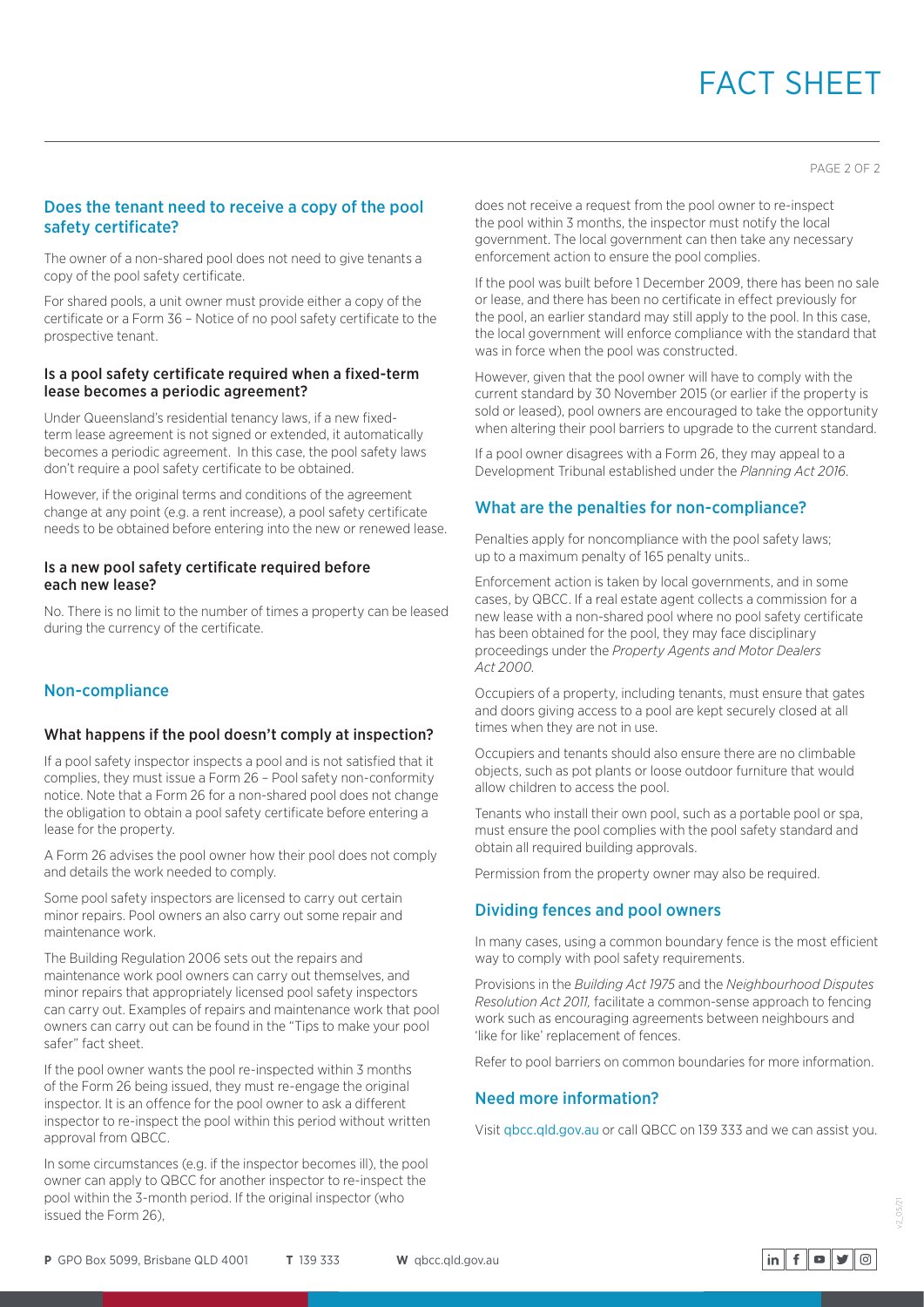## Does the tenant need to receive a copy of the pool safety certificate?

The owner of a non-shared pool does not need to give tenants a copy of the pool safety certificate.

For shared pools, a unit owner must provide either a copy of the certificate or a Form 36 – Notice of no pool safety certificate to the prospective tenant.

### Is a pool safety certificate required when a fixed-term lease becomes a periodic agreement?

Under Queensland's residential tenancy laws, if a new fixed-term lease agreement is not signed or extended, it automatically becomes a periodic agreement. In this case, the pool safety laws don't require a pool safety certificate to be obtained.

However, if the original terms and conditions of the agreement change at any point (e.g. a rent increase), a pool safety certificate needs to be obtained before entering into the new or renewed lease.

### Is a new pool safety certificate required before each new lease?

No. There is no limit to the number of times a property can be leased during the currency of the certificate.

## Non-compliance

### What happens if the pool doesn't comply at inspection?

If a pool safety inspector inspects a pool and is not satisfied that it complies, they must issue a Form 26 – Pool safety non-conformity notice. Note that a Form 26 for a non-shared pool does not change the obligation to obtain a pool safety certificate before entering a lease for the property.

A Form 26 advises the pool owner how their pool does not comply and details the work needed to comply.

Some pool safety inspectors are licensed to carry out certain minor repairs. Pool owners an also carry out some repair and maintenance work.

The Building Regulation 2006 sets out the repairs and maintenance work pool owners can carry out themselves, and minor repairs that appropriately licensed pool safety inspectors can carry out. Examples of repairs and maintenance work that pool owners can carry out can be found in the "Tips to make your pool safer" fact sheet.

If the pool owner wants the pool re-inspected within 3 months of the Form 26 being issued, they must re-engage the original inspector. It is an offence for the pool owner to ask a different inspector to re-inspect the pool within this period without written approval from QBCC.

In some circumstances (e.g. if the inspector becomes ill), the pool owner can apply to QBCC for another inspector to re-inspect the pool within the 3-month period. If the original inspector (who issued the Form 26), does not receive a request from the pool owner to re-inspect the pool within 3 months, the inspector must notify the local government. The local government can then take any necessary enforcement action to ensure the pool complies.

If the pool was built before 1 December 2009, there has been no sale or lease, and there has been no certificate in effect previously for the pool, an earlier standard may still apply to the pool. In this case, the local government will enforce compliance with the standard that was in force when the pool was constructed.

However, given that the pool owner will have to comply with the current standard by 30 November 2015 (or earlier if the property is sold or leased), pool owners are encouraged to take the opportunity when altering their pool barriers to upgrade to the current standard.

If a pool owner disagrees with a Form 26, they may appeal to a Development Tribunal established under the *Planning Act 2016*.

## What are the penalties for non-compliance?

Penalties apply for noncompliance with the pool safety laws; up to a maximum penalty of 165 penalty units..

Enforcement action is taken by local governments, and in some cases, by QBCC. If a real estate agent collects a commission for a new lease with a non-shared pool where no pool safety certificate has been obtained for the pool, they may face disciplinary proceedings under the *Property Agents and Motor Dealers Act 2000.*

Occupiers of a property, including tenants, must ensure that gates and doors giving access to a pool are kept securely closed at all times when they are not in use.

Occupiers and tenants should also ensure there are no climbable objects, such as pot plants or loose outdoor furniture that would allow children to access the pool.

Tenants who install their own pool, such as a portable pool or spa, must ensure the pool complies with the pool safety standard and obtain all required building approvals.

Permission from the property owner may also be required.

## Dividing fences and pool owners

In many cases, using a common boundary fence is the most efficient way to comply with pool safety requirements.

Provisions in the *Building Act 1975* and the *Neighbourhood Disputes Resolution Act 2011,* facilitate a common-sense approach to fencing work such as encouraging agreements between neighbours and 'like for like' replacement of fences.

Refer to pool barriers on common boundaries for more information.

## Need more information?

Visit qbcc.qld.gov.au or call QBCC on 139 333 and we can assist you.